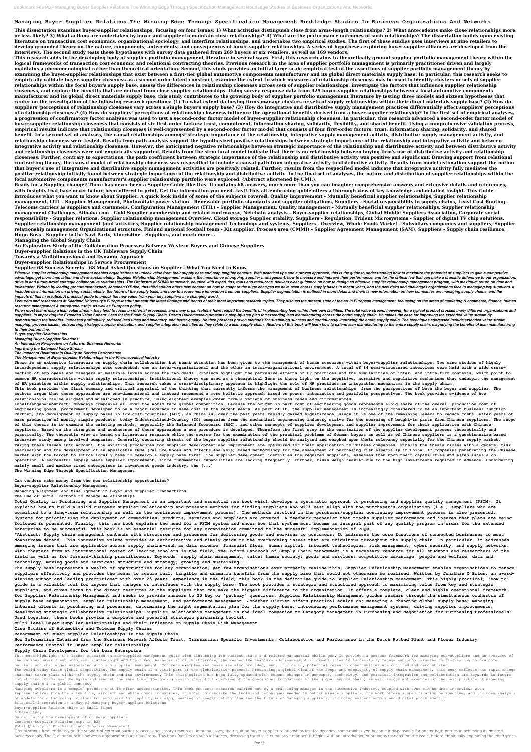# Managing Buyer Supplier Relations The Winning Edge Through Specification Management Routledge Studies In Business Organizations And Networks

**This dissertation examines buyer-supplier relationships, focusing on four issues: 1) What activities distinguish close from arms-length relationships? 2) What antecedents make close relationships more or less likely? 3) What actions are undertaken by buyer and supplier to maintain close relationships? 4) What are the performance outcomes of such relationships? The dissertation builds upon existing literature on transaction cost economics, organizational sociology, and interfirm relationships, and undertakes two empirical studies. The first of these studies uses interviews at nine retailers to develop grounded theory on the nature, components, antecedents, and consequences of buyer-supplier relationships. A series of hypotheses exploring buyer-supplier alliances are developed from the interviews. The second study tests these hypotheses with survey data gathered from 269 buyers at six retailers, as well as 169 vendors.**

**This research adds to the developing body of supplier portfolio management literature in several ways. First, this research aims to theoretically ground supplier portfolio management theory within the logical frameworks of transaction cost economic and relational contracting theories. Previous research in the area of supplier portfolio management is primarily practitioner driven and largely maintains a phenomenological rather than theoretical orientation. Second, this study provides an initial large-scale empirical test of the assertions of supplier portfolio management theory by examining the buyer-supplier relationships that exist between a first-tier global automotive components manufacturer and its global direct materials supply base. In particular, this research seeks to empirically validate buyer-supplier closeness as a second-order latent construct, examine the extent to which measures of relationship closeness may be used to identify clusters or sets of supplier relationships within the focal buyer's supply base, assess the differences in relationship closeness across sets of supplier relationships, investigate the factors that influence supplier relationship closeness, and explore the benefits that are derived from close supplier relationships. Using survey response data from 425 buyer-supplier relationships between a focal automotive components manufacturer and its global direct materials supply base, this study contributes to the growing body of supplier portfolio management literature by testing three models and sixteen hypotheses that center on the investigation of the following research questions: (1) To what extent do buying firms manage clusters or sets of supply relationships within their direct materials supply base? (2) How do suppliers' perceptions of relationship closeness vary across a single buyer's supply base? (3) How do integrative and distributive supply management practices differentially affect suppliers' perceptions of relationship closeness? (4) How do suppliers' perceptions of relationship closeness influence the operational benefits derived from a buyer-supplier relationship? In the first set of empirical analyses, a progression of confirmatory factor analyses was used to test a second-order factor model of buyer-supplier relationship closeness. In particular, this research advanced a second-order factor model of buyer-supplier relationship closeness that consists of six first-order factors: trust, commitment, information sharing, solidarity, flexibility, and shared benefit. Using a comprehensive validation process, empirical results indicate that relationship closeness is well-represented by a second-order factor model that consists of four first-order factors: trust, information sharing, solidarity, and shared benefit. In a second set of analyses, the causal relationships amongst strategic importance of the relationship, integrative supply management activity, distributive supply management activity, and relationship closeness were tested. Results from path analysis support the hypothesized positive relationships between strategic importance of the relationship and integrative activity and between integrative activity and relationship closeness. However, the anticipated negative relationships between strategic importance of the relationship and distributive activity and between distributive activity and relationship closeness were not empirically supported. Results from the structural model indicate that there is no relationship between buying firm's use of distributive activity and relationship closeness. Further, contrary to expectations, the path coefficient between strategic importance of the relationship and distributive activity was positive and significant. Drawing support from relational contracting theory, the causal model of relationship closeness was respecified to include a causal path from integrative activity to distributive activity. Results from model estimation support the notion that buyer's use of integrative and distributive supply management activities are positively related. Further, results from the respecified model indicate that integrative activity fully mediates the positive relationship initially found between strategic importance of the relationship and distributive activity. In the final set of analyses, the nature and distribution of supplier relationships within the focal automotive components manufacturer's supplier relationship portfolio were explored. (Abstract shortened by UMI.).**

**Ready for a Supplier change? There has never been a Supplier Guide like this. It contains 68 answers, much more than you can imagine; comprehensive answers and extensive details and references, with insights that have never before been offered in print. Get the information you need--fast! This all-embracing guide offers a thorough view of key knowledge and detailed insight. This Guide introduces what you want to know about Supplier. A quick look inside of some of the subjects covered: Quality improvement - Mutually beneficial supplier relationships, Supplier relationship management, ITIL - Supplier Management, Photovoltaic power station - Renewable portfolio standards and supplier obligations, Suppliers - Social responsibility in supply chains, Least Cost Routing - Telecoms carriers as suppliers and customers, Configuration Management (ITIL) - Supplier Management, Quality management - Mutually beneficial supplier relationships, Supplier relationship management Challenges, Alibaba.com - Gold Supplier membership and related controversy, Netchain analysis - Buyer-supplier relationships, Global Mobile Suppliers Association, Corporate social responsibility - Supplier relations, Supplier relationship management Overview, Cloud storage Supplier stability, Suppliers - Regulation, Trident Microsystems - Supplier of digital TV chip solutions, Supplier relationship management Joint activities, Supplier relationship management Technology and systems, Suppliers - Overview, Whole Foods Market - Subsidiary companies and suppliers, Supplier relationship management Organizational structure, Finland national football team - Kit supplier, Process area (CMMI) - Supplier Agreement Management (SAM), Suppliers - Supply chain resilience, Hugo Boss - Supplier to the Nazi Party, Vincristine - Suppliers, and much more...**

**Managing the Global Supply Chain**

**An Exploratory Study of the Collaboration Processes Between Western Buyers and Chinese Suppliers**

**Buyer-supplier Relations in the UK Tableware Supply Chain**

**Towards a Multidimensional and Dynamic Approach**

**Buyer-supplier Relationships in Service Procurement**

**Supplier 68 Success Secrets - 68 Most Asked Questions on Supplier - What You Need to Know**

*Effective supplier relationship management enables organizations to unlock value from their supply base and reap tangible benefits. With practical tips and a proven approach, this is the guide to understanding how to maximize the potential of suppliers to gain a competitive advantage, get more innovation and drive sustainability. Supplier Relationship Management explains the importance of ongoing supplier management, how to measure and improve their performance, and for the critical few that can make a dramatic difference to our organization, drive in and future-proof strategic collaborative relationships. The Orchestra of SRM® framework, coupled with expert tips, tools and resources, delivers clear guidance on how to design an effective supplier relationship management program, with maximum return on time and investment. Written by leading procurement expert, Jonathan O'Brien, this third edition offers new content on how to adapt to the huge changes we have seen across supply bases in recent years, and the new risks and challenges organizations face in managing key suppliers. It includes new information on driving sustainability, the future of the supply base, and how to secure more innovation from our suppliers. Supplier segmentation is outlined in more detail and there is new information on how companies are managing supply chains, and the impacts of this in practice. A practical guide to unlock the new value from your key suppliers in a changing world.*

*Lecturers and researchers at Saarland University's Europa-Institut present the latest findings and trends of their most important research topics. They discuss the present state of the art in European management, focussing on the areas of marketing & commerce, finance, human resource management & entrepreneurship, as well as European policy.*

*When most teams map a lean value stream, they tend to focus on internal processes, and many organizations have reaped the benefits of implementing lean within their own facilities. The total value stream, however, for a typical product covers many different organizations and suppliers. In Improving the Extended Value Stream: Lean for the Entire Supply Chain, Darren Dolcemascolo presents a step-by-step plan for extending lean manufacturing across the entire supply chain. He makes the case for improving the extended value stream by demonstrating the benefits: increased profitability, reduced lead times and inventory, and better quality. He then presents proven methods for sustaining success and continuously improving the entire supply chain. The techniques addressed include extended value stream mapping, process kaizen, outsourcing strategy, supplier evaluation, and supplier integration activities as they relate to a lean supply chain. Readers of this book will learn how to extend lean manufacturing to the entire supply chain, magnifying the benefits of lean manufacturing to their bottom line.*

*Buyer-supplier Relationships*

*Managing Buyer-Supplier Relations*

*An Interaction Perspective on Actors in Business Networks*

*Improving the Extended Value Stream*

*The Impact of Relationship Quality on Service Performance*

*The Management of Buyer-supplier Relationships in the Pharmaceutical Industry*

**There is an extensive literature on supply chain collaboration but scant attention has been given to the management of human resources within buyer–supplier relationships. Two case studies of highly interdependent supply relationships were conducted: one an inter-organisational and the other an intra-organisational environment. A total of 84 semi-structured interviews were held with a wide cross-section of employees and managers at multiple levels across the two dyads. Findings highlight the pervasive effects of HR practices and the similarities of inter- and intra-firm contexts, which point to common HR characteristics within supply relationships. Institutional theory was used as a theoretical lens to throw light on the cognitive, normative and regulative mechanisms that underpin the management of HR practices within supply relationships. This research takes a cross-disciplinary approach to highlight the role of HR practices as integration mechanisms in the supply chain.**

**This book provides the first summary and critical appraisal of the thinking that currently informs the management of business relationships, from the perspectives of both the buyer and supplier. The authors argue that these approaches are one-dimensional and instead recommend a more holistic approach based on power, interaction and portfolio perspectives. The book provides evidence of how relationships can be aligned and misaligned in practice, using eighteen examples drawn from a variety of business cases and circumstances.**

**Inhaltsangabe:Abstract: Nowadays companies all over the world face global competition. Because the bought-in part cost of engineering goods represents a big share of the overall production cost of engineering goods, procurement developed to be a major leverage to save cost in the recent years. As part of it, the supplier management is increasingly considered to be an important business function. Further, the development of supply bases in low-cost-countries (LCC), as China is, over the past years rapidly gained significance, since it is one of the remaining levers to reduce costs. After years of mass production of mostly simple products, today Industrialized-Country (IC) companies from the mechanical engineering industry strive for the sourcing of bought-in parts from Chinese suppliers. The scope of this thesis is to examine the existing methods, especially the Balanced Scorecard (BSC), and other concepts of supplier development and supplier improvement for their application with Chinese suppliers. Based on the strengths and weaknesses of these approaches a new procedure is developed. Therefore the first step is the examination of the supplier development process theoretically and practically. The theoretic view is based on literature research while the source for the examination of the practical problems of German buyers as well as of Chinese suppliers is a questionnaire based interview study among involved companies. Generally occurring threats of the buyer supplier relationship should be analyzed and weighed upon their relevancy especially for the Chinese supply market. Taking these issues into account, the existing procedures for supplier development and improvement are optimized for their application to Chinese companies. Finally the thesis closes with a general risk examination and the development of an applicable FMEA (Failure Modes and Effects Analysis) based methodology for the assessment of purchasing risk especially in China. IC companies penetrating the Chinese market with the target to source locally have to develop a supply base first. The supplier development identifies the required suppliers, assesses them upon their capabilities and establishes a co-operation. A successful supply needs supplier improvement, since fundamental capabilities are lacking frequently. Further, risks weigh heavier due to the high investments required in advance. Considering mainly small and medium sized enterprises in investment goods industry, the [...]**

**The Winning Edge Through Specification Management**

**Can vendors make money from the new relationship opportunities?**

**Buyer-supplier Relationship Management**

**Managing Alignment and Misalignment in Buyer and Supplier Transactions**

**The Use of Social Factors to Manage Relationships**

**Total Quality in Purchasing and Supplier Management is an important and essential new book which develops a systematic approach to purchasing and supplier quality management (PSQM). It explains how to build a solid customer-supplier relationship and presents methods for finding suppliers who will best align with the purchaser's organization (i.e., suppliers who are committed to a long-term relationship as well as the continuous improvement process). The methods involved in the purchaser/supplier continuing improvement process is also presented. Systems for prioritizing the deployment of commodities, products, services and suppliers are covered. A feedback mechanism that tracks supplier performance and insures that plans are being followed is presented. Finally, this new book explains the need for a PSQM system and shows how that system must become an integral part of any quality program in order for the extended enterprise to be successful. This book is an essential resource for any organization committed to the sucessful implementation of PSQM.**

**"Abstract: Supply chain management contends with structures and processes for delivering goods and services to customers. It addresses the core functions of connected businesses to meet downstream demand. This innovative volume provides an authoritative and timely guide to the overarching issues that are ubiquitous throughout the supply chain. In particular, it addresses emerging issues that are applicable across supply chains—such as data science, financial flows, human capital, internet technologies, risk management, cyber security, and supply networks. With chapters from an international roster of leading scholars in the field, The Oxford Handbook of Supply Chain Management is a necessary resource for all students and researchers of the field as well as for forward-thinking practitioners. Keywords: supply chain management; value; human society; goods and services; competitive advantage; people and welfare; data and technology; moving goods and services; structure and strategy; growing and sustaining"--**

**The supply base represents a wealth of opportunities for any organization, yet few organizations ever properly realise this. Supplier Relationship Management enables organisations to manage suppliers effectively and provides the means to secure real, tangible and dramatic benefits from the supply base that would not otherwise be realised. Written by Jonathan O'Brien, an award-winning author and leading practitioner with over 25 years' experience in the field, this book is the definitive guide to Supplier Relationship Management. This highly practical, 'how to' guide is a valuable tool for anyone that manages or interfaces with the supply base. The book provides a strategic and structured approach to maximising value from key and strategic suppliers, and gives focus to the direct resources at the suppliers that can make the biggest difference to the organization. It offers a complete, clear and highly operational framework for Supplier Relationship Management and seeks to provide answers to 20 key or 'pathway' questions. Supplier Relationship Management guides readers through the simultaneous orchestra of supply base segmentation, supplier relationship management, and performance management. Jonathan O'Brien offers practical advice on: managing a changing global supply base; managing internal clients in purchasing and processes; determining the right segmentation plan for the supply base; introducing performance management systems; driving supplier improvements; developing strategic collaborative relationships. Supplier Relationship Management is the ideal companion to Category Management in Purchasing and Negotiation for Purchasing Professionals. Used together, these books provide a complete and powerful strategic purchasing toolkit.**

**Multi-level Buyer-supplier Relationships and Their Influence on Supply Chain Risk Management**

**Case Studies of Automotive and Telecom Supply Chains**

**Management of Buyer-supplier Relationships in the Supply Chain**

**How Information Obtained from the Business Network Affects Trust, Transaction Specific Investments, Collaboration and Performance in the Dutch Potted Plant and Flower Industry**

**Performance Control in Buyer-supplier-relationships**

**Supply Chain Development for the Lean Enterprise**

This book highlights the latest research on sub-supplier management while also discussing its current state and related managerial challenges. It provides a process framework for managing sub-suppliers and an overview of the various buyer / sub-supplier relationships and their key characteristics. Furthermore, the respective chapters address essential capabilities to successfully manage sub-suppliers and to discuss how to overcome barriers and challenges associated with sub-supplier management. Concrete examples and cases are also provided, and, in closing, potential research opportunities are outlined and demonstrated.

The world today faces global competition. The supply chain is a vital part of the globalization process. Presenting a global view of the scope and complexity of supply chain management, this book reflects the rapid change that has taken place within the supply chain and its environment. This third edition has been fully updated with recent changes in concepts, technology, and practice. Integration and collaboration are keywords in future competition. Firms must be agile and lean at the same time. The book gives an insightful overview of the conceptual foundations of the global supply chain, as well as current examples of the best practice of managing supply chains in a global context.

Managing suppliers is a complex process that is often underestimated. This book presents research carried out by a practising manager in the automotive industry, coupled with over six hundred interviews with representatives from the automotive, aircraft and white goods industries, in order to describe the tools and techniques needed to better manage suppliers. The work offers a specification perspective, and includes analysis of models for outsourcing, visions for suppliers for capacity building, meaning of specification flow and the future of managing suppliers, including systems supply and digital procurement.

Bilateral Integration as a Way of Managing Buyer-supplier Relations

Buyer-supplier Relationships in Small Firms

A Case Study

Guideline for the Development of Chinese Suppliers

Customer-Supplier Relationships in B2B

Total Quality in Purchasing and Supplier Management

Organizations frequently rely on the support of external parties to access necessary resources. In many cases, the resulting buyer-supplier relationships last for decades, some might even become indispensable for one or both parties in achieving its desired business goals. These dependencies between organizations are ubiquitous. This book focuses on such instances, discussing them in a cumulative manner: It begins with an introduction of previous research on the issue, before empirically explaining the emergence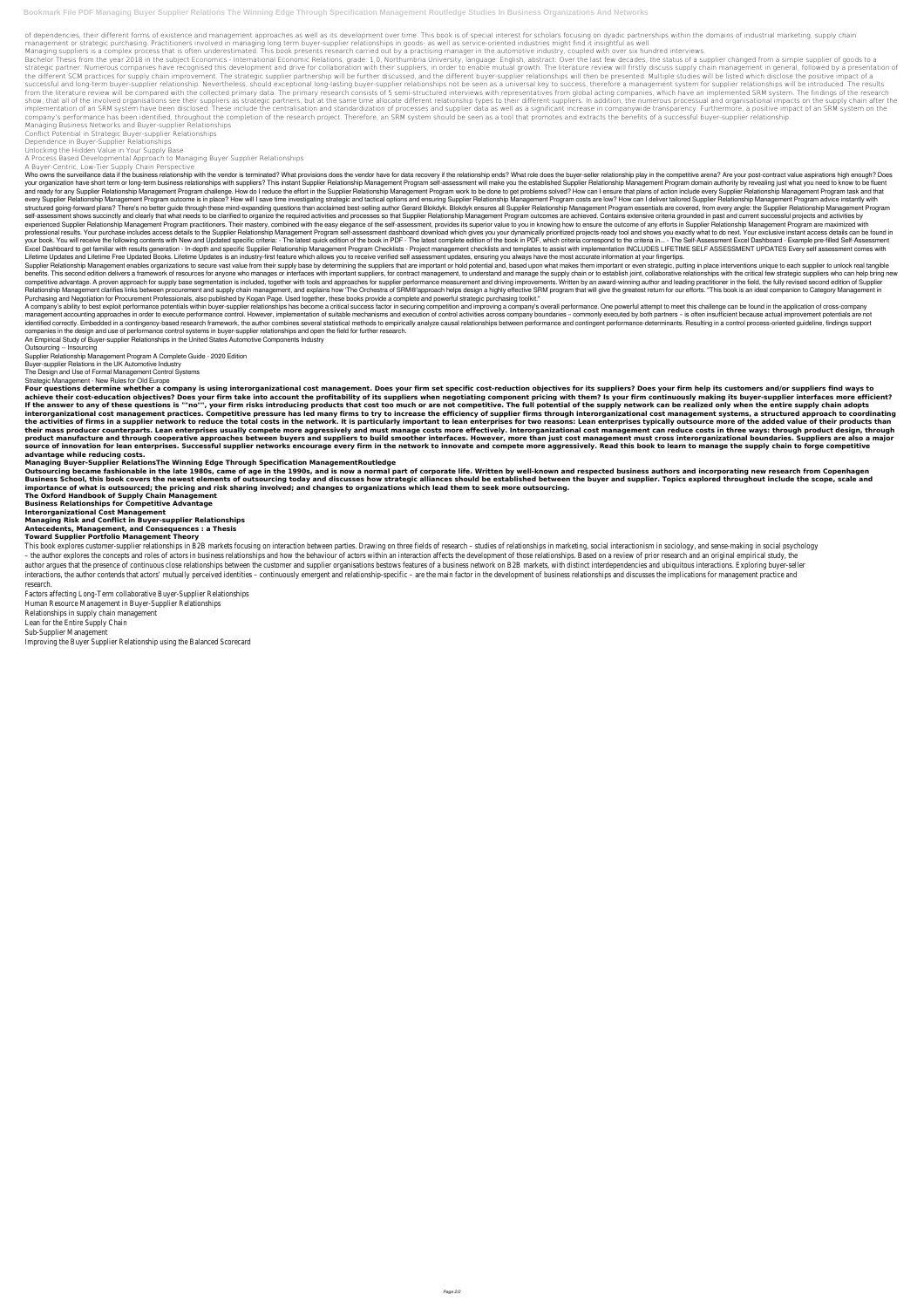of dependencies, their different forms of existence and management approaches as well as its development over time. This book is of special interest for scholars focusing on dyadic partnerships within the domains of industrial marketing, supply chain management or strategic purchasing. Practitioners involved in managing long term buyer-supplier relationships in goods- as well as service-oriented industries might find it insightful as well.

Managing suppliers is a complex process that is often underestimated. This book presents research carried out by a practising manager in the automotive industry, coupled with over six hundred interviews.

Bachelor Thesis from the year 2018 in the subject Economics - International Economic Relations, grade: 1,0, Northumbria University, language: English, abstract: Over the last few decades, the status of a supplier changed from a simple supplier of goods to a strategic partner. Numerous companies have recognised this development and drive for collaboration with their suppliers, in order to enable mutual growth. The literature review will firstly discuss supply chain management in general, followed by a presentation of the different SCM practices for supply chain improvement. The strategic supplier partnership will be further discussed, and the different buyer-supplier relationships will then be presented. Multiple studies will be listed which disclose the positive impact of a successful and long-term buyer-supplier relationship. Nevertheless, should exceptional long-lasting buyer-supplier relationships not be seen as a universal key to success, therefore a management system for supplier relationships will be introduced. The results from the literature review will be compared with the collected primary data. The primary research consists of 5 semi-structured interviews with representatives from global acting companies, which have an implemented SRM system. The findings of the research show, that all of the involved organisations see their suppliers as strategic partners, but at the same time allocate different relationship types to their different suppliers. In addition, the numerous processual and organisational impacts on the supply chain after the implementation of an SRM system have been disclosed. These include the centralisation and standardization of processes and supplier data as well as a significant increase in companywide transparency. Furthermore, a positive impact of an SRM system on the company's performance has been identified, throughout the completion of the research project. Therefore, an SRM system should be seen as a tool that promotes and extracts the benefits of a successful buyer-supplier relationship.

Managing Business Networks and Buyer-supplier Relationships

Conflict Potential in Strategic Buyer-supplier Relationships

Dependence in Buyer-Supplier Relationships

Unlocking the Hidden Value in Your Supply Base

A Process Based Developmental Approach to Managing Buyer Supplier Relationships

A Buyer-Centric, Low-Tier Supply Chain Perspective

Who owns the surveillance data if the business relationship with the vendor is terminated? What provisions does the vendor have for data recovery if the relationship ends? What role does the buyer-seller relationship play in the competitive arena? Are your post-contract value aspirations high enough? Does your organization have short term or long-term business relationships with suppliers? This instant Supplier Relationship Management Program self-assessment will make you the established Supplier Relationship Management Program domain authority by revealing just what you need to know to be fluent and ready for any Supplier Relationship Management Program challenge. How do I reduce the effort in the Supplier Relationship Management Program work to be done to get problems solved? How can I ensure that plans of action include every Supplier Relationship Management Program task and that every Supplier Relationship Management Program outcome is in place? How will I save time investigating strategic and tactical options and ensuring Supplier Relationship Management Program costs are low? How can I deliver tailored Supplier Relationship Management Program advice instantly with structured going-forward plans? There's no better guide through these mind-expanding questions than acclaimed best-selling author Gerard Blokdyk. Blokdyk ensures all Supplier Relationship Management Program essentials are covered, from every angle: the Supplier Relationship Management Program self-assessment shows succinctly and clearly that what needs to be clarified to organize the required activities and processes so that Supplier Relationship Management Program outcomes are achieved. Contains extensive criteria grounded in past and current successful projects and activities by experienced Supplier Relationship Management Program practitioners. Their mastery, combined with the easy elegance of the self-assessment, provides its superior value to you in knowing how to ensure the outcome of any efforts in Supplier Relationship Management Program are maximized with professional results. Your purchase includes access details to the Supplier Relationship Management Program self-assessment dashboard download which gives you your dynamically prioritized projects-ready tool and shows you exactly what to do next. Your exclusive instant access details can be found in your book. You will receive the following contents with New and Updated specific criteria: - The latest quick edition of the book in PDF - The latest complete edition of the book in PDF, which criteria correspond to the criteria in... - The Self-Assessment Excel Dashboard - Example pre-filled Self-Assessment Excel Dashboard to get familiar with results generation - In-depth and specific Supplier Relationship Management Program Checklists - Project management checklists and templates to assist with implementation INCLUDES LIFETIME SELF ASSESSMENT UPDATES Every self assessment comes with Lifetime Updates and Lifetime Free Updated Books. Lifetime Updates is an industry-first feature which allows you to receive verified self assessment updates, ensuring you always have the most accurate information at your fingertips.

Supplier Relationship Management enables organizations to secure vast value from their supply base by determining the suppliers that are important or hold potential and, based upon what makes them important or even strategic, putting in place interventions unique to each supplier to unlock real tangible benefits. This second edition delivers a framework of resources for anyone who manages or interfaces with important suppliers, for contract management, to understand and manage the supply chain or to establish joint, collaborative relationships with the critical few strategic suppliers who can help bring new competitive advantage. A proven approach for supply base segmentation is included, together with tools and approaches for supplier performance measurement and driving improvements. Written by an award-winning author and leading practitioner in the field, the fully revised second edition of Supplier Relationship Management clarifies links between procurement and supply chain management, and explains how 'The Orchestra of SRM®'approach helps design a highly effective SRM program that will give the greatest return for our efforts. "This book is an ideal companion to Category Management in Purchasing and Negotiation for Procurement Professionals, also published by Kogan Page. Used together, these books provide a complete and powerful strategic purchasing toolkit."

A company's ability to best exploit performance potentials within buyer-supplier relationships has become a critical success factor in securing competition and improving a company's overall performance. One powerful attempt to meet this challenge can be found in the application of cross-company management accounting approaches in order to execute performance control. However, implementation of suitable mechanisms and execution of control activities across company boundaries – commonly executed by both partners – is often insufficient because actual improvement potentials are not identified correctly. Embedded in a contingency-based research framework, the author combines several statistical methods to empirically analyze causal relationships between performance and contingent performance-determinants. Resulting in a control process-oriented guideline, findings support companies in the design and use of performance control systems in buyer-supplier relationships and open the field for further research.

An Empirical Study of Buyer-supplier Relationships in the United States Automotive Components Industry

Outsourcing -- Insourcing

Supplier Relationship Management Program A Complete Guide - 2020 Edition

Buyer-supplier Relations in the UK Automotive Industry

The Design and Use of Formal Management Control Systems

Strategic Management - New Rules for Old Europe

**Four questions determine whether a company is using interorganizational cost management. Does your firm set specific cost-reduction objectives for its suppliers? Does your firm help its customers and/or suppliers find ways to achieve their cost-education objectives? Does your firm take into account the profitability of its suppliers when negotiating component pricing with them? Is your firm continuously making its buyer-supplier interfaces more efficient? If the answer to any of these questions is ""no"", your firm risks introducing products that cost too much or are not competitive. The full potential of the supply network can be realized only when the entire supply chain adopts interorganizational cost management practices. Competitive pressure has led many firms to try to increase the efficiency of supplier firms through interorganizational cost management systems, a structured approach to coordinating the activities of firms in a supplier network to reduce the total costs in the network. It is particularly important to lean enterprises for two reasons: Lean enterprises typically outsource more of the added value of their products than their mass producer counterparts. Lean enterprises usually compete more aggressively and must manage costs more effectively. Interorganizational cost management can reduce costs in three ways: through product design, through product manufacture and through cooperative approaches between buyers and suppliers to build smoother interfaces. However, more than just cost management must cross interorganizational boundaries. Suppliers are also a major source of innovation for lean enterprises. Successful supplier networks encourage every firm in the network to innovate and compete more aggressively. Read this book to learn to manage the supply chain to forge competitive advantage while reducing costs.**

**Managing Buyer-Supplier RelationsThe Winning Edge Through Specification ManagementRoutledge**

**Outsourcing became fashionable in the late 1980s, came of age in the 1990s, and is now a normal part of corporate life. Written by well-known and respected business authors and incorporating new research from Copenhagen Business School, this book covers the newest elements of outsourcing today and discusses how strategic alliances should be established between the buyer and supplier. Topics explored throughout include the scope, scale and importance of what is outsourced; the pricing and risk sharing involved; and changes to organizations which lead them to seek more outsourcing.**

**The Oxford Handbook of Supply Chain Management**

**Business Relationships for Competitive Advantage**

**Interorganizational Cost Management**

**Managing Risk and Conflict in Buyer-supplier Relationships**

**Antecedents, Management, and Consequences : a Thesis**

**Toward Supplier Portfolio Management Theory**

This book explores customer-supplier relationships in B2B markets focusing on interaction between parties. Drawing on three fields of research – studies of relationships in marketing, social interactionism in sociology, and sense-making in social psychology – the author explores the concepts and roles of actors in business relationships and how the behaviour of actors within an interaction affects the development of those relationships. Based on a review of prior research and an original empirical study, the author argues that the presence of continuous close relationships between the customer and supplier organisations bestows features of a business network on B2B markets, with distinct interdependencies and ubiquitous interactions. Exploring buyer-seller interactions, the author contends that actors' mutually perceived identities – continuously emergent and relationship-specific – are the main factor in the development of business relationships and discusses the implications for management practice and research.

Factors affecting Long-Term collaborative Buyer-Supplier Relationships

Human Resource Management in Buyer-Supplier Relationships

Relationships in supply chain management

Lean for the Entire Supply Chain

Sub-Supplier Management

Improving the Buyer Supplier Relationship using the Balanced Scorecard